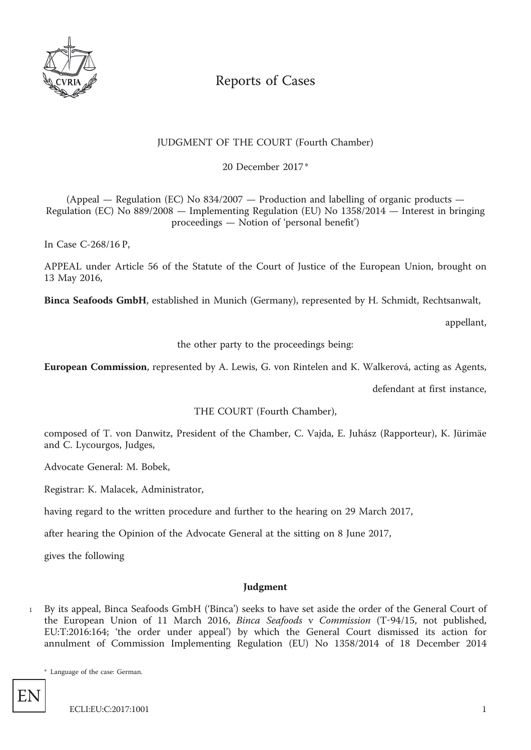# Reports of Cases

JUDGMENT OF THE COURT (Fourth Chamber)

20 December 2017*

(Appeal — Regulation (EC) No 834/2007 — Production and labelling of organic products — Regulation (EC) No 889/2008 — Implementing Regulation (EU) No 1358/2014 — Interest in bringing proceedings — Notion of 'personal benefit')

In Case C-268/16 P,

APPEAL under Article 56 of the Statute of the Court of Justice of the European Union, brought on 13 May 2016,

**Binca Seafoods GmbH**, established in Munich (Germany), represented by H. Schmidt, Rechtsanwalt,

appellant,

the other party to the proceedings being:

**European Commission**, represented by A. Lewis, G. von Rintelen and K. Walkerová, acting as Agents,

defendant at first instance,

THE COURT (Fourth Chamber),

composed of T. von Danwitz, President of the Chamber, C. Vajda, E. Juhász (Rapporteur), K. Jürimäe and C. Lycourgos, Judges,

Advocate General: M. Bobek,

Registrar: K. Malacek, Administrator,

having regard to the written procedure and further to the hearing on 29 March 2017,

after hearing the Opinion of the Advocate General at the sitting on 8 June 2017,

gives the following

## Judgment

1 By its appeal, Binca Seafoods GmbH ('Binca') seeks to have set aside the order of the General Court of the European Union of 11 March 2016, *Binca Seafoods* v *Commission* (T-94/15, not published, EU:T:2016:164; 'the order under appeal') by which the General Court dismissed its action for annulment of Commission Implementing Regulation (EU) No 1358/2014 of 18 December 2014

\* Language of the case: German.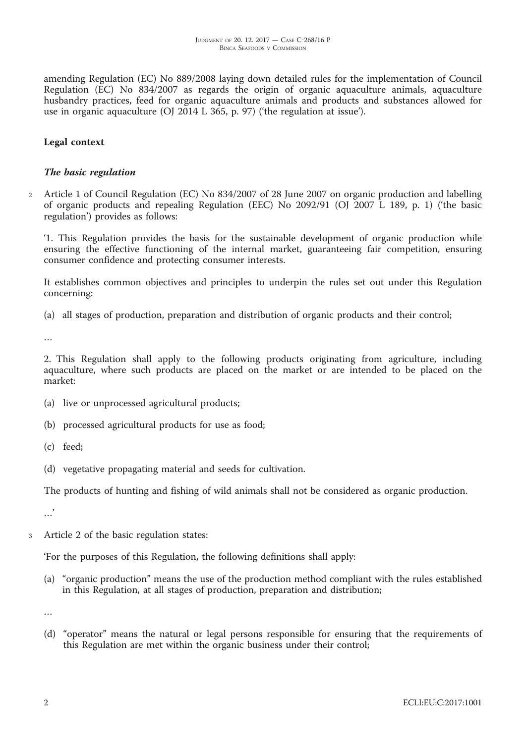amending Regulation (EC) No 889/2008 laying down detailed rules for the implementation of Council Regulation (EC) No 834/2007 as regards the origin of organic aquaculture animals, aquaculture husbandry practices, feed for organic aquaculture animals and products and substances allowed for use in organic aquaculture (OJ 2014 L 365, p. 97) ('the regulation at issue').

## Legal context

### *The basic regulation*

2 Article 1 of Council Regulation (EC) No 834/2007 of 28 June 2007 on organic production and labelling of organic products and repealing Regulation (EEC) No 2092/91 (OJ 2007 L 189, p. 1) ('the basic regulation') provides as follows:

'1. This Regulation provides the basis for the sustainable development of organic production while ensuring the effective functioning of the internal market, guaranteeing fair competition, ensuring consumer confidence and protecting consumer interests.

It establishes common objectives and principles to underpin the rules set out under this Regulation concerning:

(a) all stages of production, preparation and distribution of organic products and their control;

…

2. This Regulation shall apply to the following products originating from agriculture, including aquaculture, where such products are placed on the market or are intended to be placed on the market:

(a) live or unprocessed agricultural products;

(b) processed agricultural products for use as food;

(c) feed;

(d) vegetative propagating material and seeds for cultivation.

The products of hunting and fishing of wild animals shall not be considered as organic production.

…'

3 Article 2 of the basic regulation states:

'For the purposes of this Regulation, the following definitions shall apply:

(a) "organic production" means the use of the production method compliant with the rules established in this Regulation, at all stages of production, preparation and distribution;

…

(d) "operator" means the natural or legal persons responsible for ensuring that the requirements of this Regulation are met within the organic business under their control;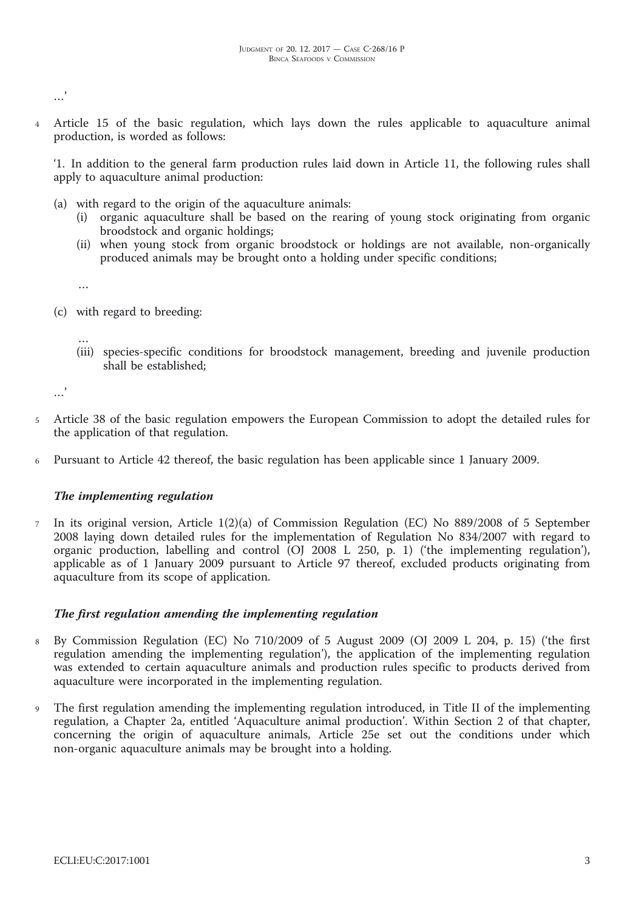…’

4 Article 15 of the basic regulation, which lays down the rules applicable to aquaculture animal production, is worded as follows:

‘1. In addition to the general farm production rules laid down in Article 11, the following rules shall apply to aquaculture animal production:

(a) with regard to the origin of the aquaculture animals:
 (i) organic aquaculture shall be based on the rearing of young stock originating from organic broodstock and organic holdings;
 (ii) when young stock from organic broodstock or holdings are not available, non-organically produced animals may be brought onto a holding under specific conditions;

 …

(c) with regard to breeding:

 …
 (iii) species-specific conditions for broodstock management, breeding and juvenile production shall be established;

…’

5 Article 38 of the basic regulation empowers the European Commission to adopt the detailed rules for the application of that regulation.

6 Pursuant to Article 42 thereof, the basic regulation has been applicable since 1 January 2009.

### *The implementing regulation*

7 In its original version, Article 1(2)(a) of Commission Regulation (EC) No 889/2008 of 5 September 2008 laying down detailed rules for the implementation of Regulation No 834/2007 with regard to organic production, labelling and control (OJ 2008 L 250, p. 1) (‘the implementing regulation’), applicable as of 1 January 2009 pursuant to Article 97 thereof, excluded products originating from aquaculture from its scope of application.

### *The first regulation amending the implementing regulation*

8 By Commission Regulation (EC) No 710/2009 of 5 August 2009 (OJ 2009 L 204, p. 15) (‘the first regulation amending the implementing regulation’), the application of the implementing regulation was extended to certain aquaculture animals and production rules specific to products derived from aquaculture were incorporated in the implementing regulation.

9 The first regulation amending the implementing regulation introduced, in Title II of the implementing regulation, a Chapter 2a, entitled ‘Aquaculture animal production’. Within Section 2 of that chapter, concerning the origin of aquaculture animals, Article 25e set out the conditions under which non-organic aquaculture animals may be brought into a holding.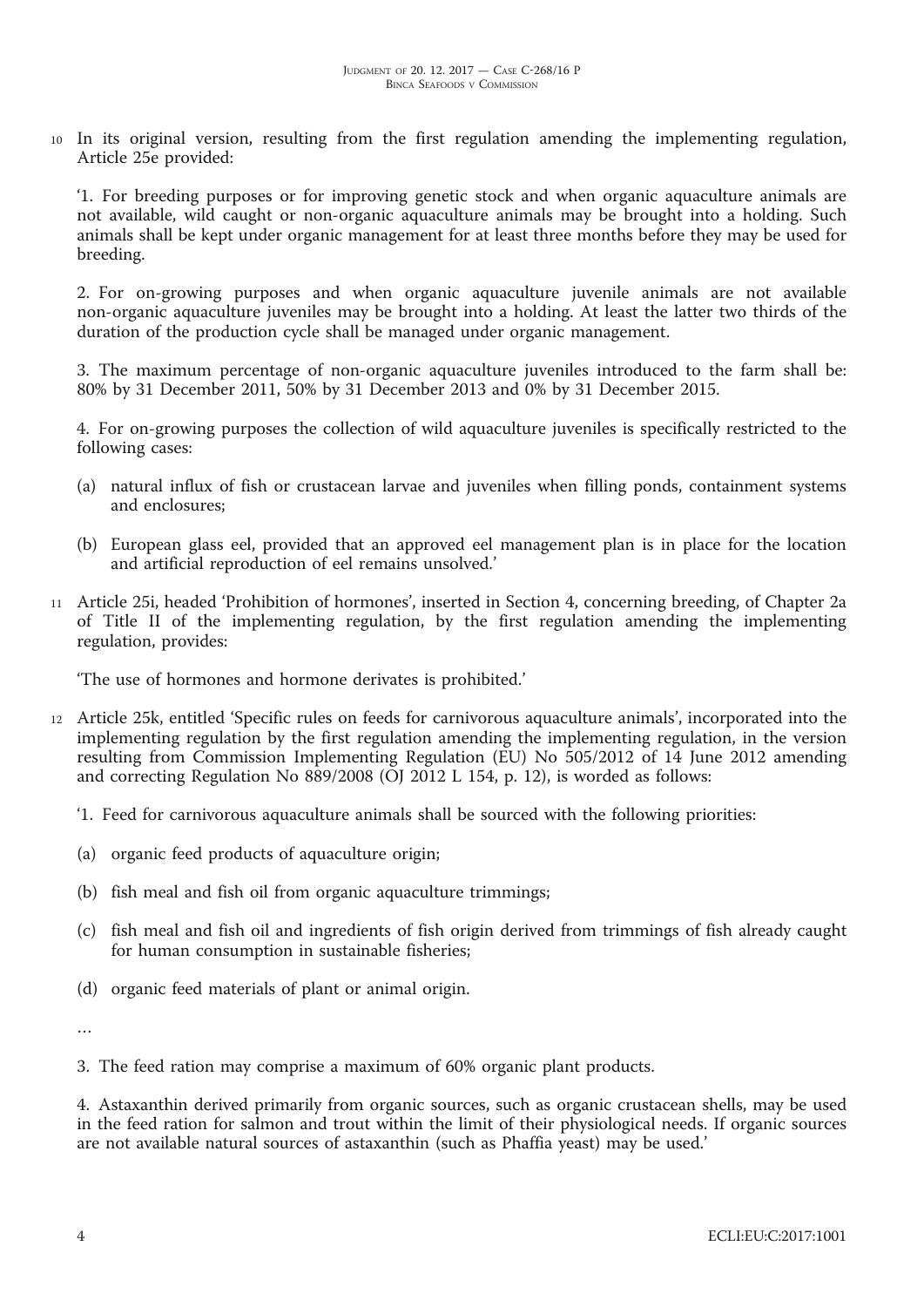10 In its original version, resulting from the first regulation amending the implementing regulation, Article 25e provided:

'1. For breeding purposes or for improving genetic stock and when organic aquaculture animals are not available, wild caught or non-organic aquaculture animals may be brought into a holding. Such animals shall be kept under organic management for at least three months before they may be used for breeding.

2. For on-growing purposes and when organic aquaculture juvenile animals are not available non-organic aquaculture juveniles may be brought into a holding. At least the latter two thirds of the duration of the production cycle shall be managed under organic management.

3. The maximum percentage of non-organic aquaculture juveniles introduced to the farm shall be: 80% by 31 December 2011, 50% by 31 December 2013 and 0% by 31 December 2015.

4. For on-growing purposes the collection of wild aquaculture juveniles is specifically restricted to the following cases:

(a) natural influx of fish or crustacean larvae and juveniles when filling ponds, containment systems and enclosures;

(b) European glass eel, provided that an approved eel management plan is in place for the location and artificial reproduction of eel remains unsolved.'

11 Article 25i, headed 'Prohibition of hormones', inserted in Section 4, concerning breeding, of Chapter 2a of Title II of the implementing regulation, by the first regulation amending the implementing regulation, provides:

'The use of hormones and hormone derivates is prohibited.'

12 Article 25k, entitled 'Specific rules on feeds for carnivorous aquaculture animals', incorporated into the implementing regulation by the first regulation amending the implementing regulation, in the version resulting from Commission Implementing Regulation (EU) No 505/2012 of 14 June 2012 amending and correcting Regulation No 889/2008 (OJ 2012 L 154, p. 12), is worded as follows:

'1. Feed for carnivorous aquaculture animals shall be sourced with the following priorities:

(a) organic feed products of aquaculture origin;

(b) fish meal and fish oil from organic aquaculture trimmings;

(c) fish meal and fish oil and ingredients of fish origin derived from trimmings of fish already caught for human consumption in sustainable fisheries;

(d) organic feed materials of plant or animal origin.

…

3. The feed ration may comprise a maximum of 60% organic plant products.

4. Astaxanthin derived primarily from organic sources, such as organic crustacean shells, may be used in the feed ration for salmon and trout within the limit of their physiological needs. If organic sources are not available natural sources of astaxanthin (such as Phaffia yeast) may be used.'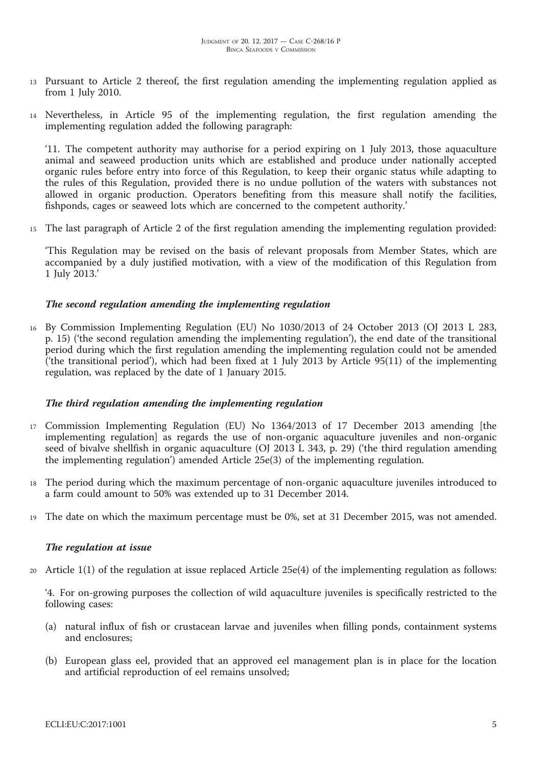13 Pursuant to Article 2 thereof, the first regulation amending the implementing regulation applied as from 1 July 2010.

14 Nevertheless, in Article 95 of the implementing regulation, the first regulation amending the implementing regulation added the following paragraph:

'11. The competent authority may authorise for a period expiring on 1 July 2013, those aquaculture animal and seaweed production units which are established and produce under nationally accepted organic rules before entry into force of this Regulation, to keep their organic status while adapting to the rules of this Regulation, provided there is no undue pollution of the waters with substances not allowed in organic production. Operators benefiting from this measure shall notify the facilities, fishponds, cages or seaweed lots which are concerned to the competent authority.'

15 The last paragraph of Article 2 of the first regulation amending the implementing regulation provided:

'This Regulation may be revised on the basis of relevant proposals from Member States, which are accompanied by a duly justified motivation, with a view of the modification of this Regulation from 1 July 2013.'

### *The second regulation amending the implementing regulation*

16 By Commission Implementing Regulation (EU) No 1030/2013 of 24 October 2013 (OJ 2013 L 283, p. 15) ('the second regulation amending the implementing regulation'), the end date of the transitional period during which the first regulation amending the implementing regulation could not be amended ('the transitional period'), which had been fixed at 1 July 2013 by Article 95(11) of the implementing regulation, was replaced by the date of 1 January 2015.

### *The third regulation amending the implementing regulation*

17 Commission Implementing Regulation (EU) No 1364/2013 of 17 December 2013 amending [the implementing regulation] as regards the use of non-organic aquaculture juveniles and non-organic seed of bivalve shellfish in organic aquaculture (OJ 2013 L 343, p. 29) ('the third regulation amending the implementing regulation') amended Article 25e(3) of the implementing regulation.

18 The period during which the maximum percentage of non-organic aquaculture juveniles introduced to a farm could amount to 50% was extended up to 31 December 2014.

19 The date on which the maximum percentage must be 0%, set at 31 December 2015, was not amended.

### *The regulation at issue*

20 Article 1(1) of the regulation at issue replaced Article 25e(4) of the implementing regulation as follows:

'4. For on-growing purposes the collection of wild aquaculture juveniles is specifically restricted to the following cases:

(a) natural influx of fish or crustacean larvae and juveniles when filling ponds, containment systems and enclosures;

(b) European glass eel, provided that an approved eel management plan is in place for the location and artificial reproduction of eel remains unsolved;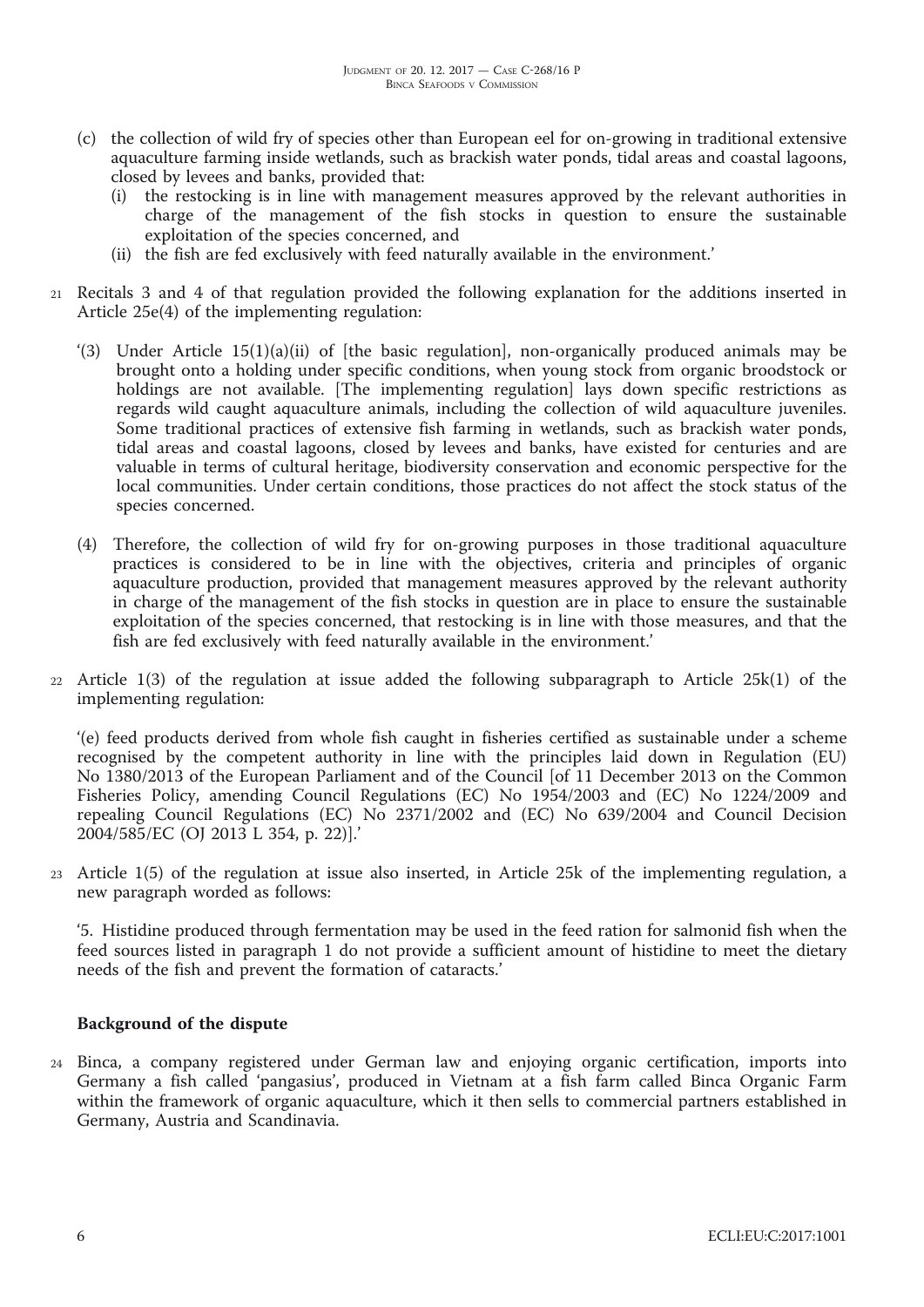(c) the collection of wild fry of species other than European eel for on-growing in traditional extensive aquaculture farming inside wetlands, such as brackish water ponds, tidal areas and coastal lagoons, closed by levees and banks, provided that:

   (i) the restocking is in line with management measures approved by the relevant authorities in charge of the management of the fish stocks in question to ensure the sustainable exploitation of the species concerned, and

   (ii) the fish are fed exclusively with feed naturally available in the environment.'

21 Recitals 3 and 4 of that regulation provided the following explanation for the additions inserted in Article 25e(4) of the implementing regulation:

'(3) Under Article 15(1)(a)(ii) of [the basic regulation], non-organically produced animals may be brought onto a holding under specific conditions, when young stock from organic broodstock or holdings are not available. [The implementing regulation] lays down specific restrictions as regards wild caught aquaculture animals, including the collection of wild aquaculture juveniles. Some traditional practices of extensive fish farming in wetlands, such as brackish water ponds, tidal areas and coastal lagoons, closed by levees and banks, have existed for centuries and are valuable in terms of cultural heritage, biodiversity conservation and economic perspective for the local communities. Under certain conditions, those practices do not affect the stock status of the species concerned.

(4) Therefore, the collection of wild fry for on-growing purposes in those traditional aquaculture practices is considered to be in line with the objectives, criteria and principles of organic aquaculture production, provided that management measures approved by the relevant authority in charge of the management of the fish stocks in question are in place to ensure the sustainable exploitation of the species concerned, that restocking is in line with those measures, and that the fish are fed exclusively with feed naturally available in the environment.'

22 Article 1(3) of the regulation at issue added the following subparagraph to Article 25k(1) of the implementing regulation:

'(e) feed products derived from whole fish caught in fisheries certified as sustainable under a scheme recognised by the competent authority in line with the principles laid down in Regulation (EU) No 1380/2013 of the European Parliament and of the Council [of 11 December 2013 on the Common Fisheries Policy, amending Council Regulations (EC) No 1954/2003 and (EC) No 1224/2009 and repealing Council Regulations (EC) No 2371/2002 and (EC) No 639/2004 and Council Decision 2004/585/EC (OJ 2013 L 354, p. 22)].'

23 Article 1(5) of the regulation at issue also inserted, in Article 25k of the implementing regulation, a new paragraph worded as follows:

'5. Histidine produced through fermentation may be used in the feed ration for salmonid fish when the feed sources listed in paragraph 1 do not provide a sufficient amount of histidine to meet the dietary needs of the fish and prevent the formation of cataracts.'

## Background of the dispute

24 Binca, a company registered under German law and enjoying organic certification, imports into Germany a fish called 'pangasius', produced in Vietnam at a fish farm called Binca Organic Farm within the framework of organic aquaculture, which it then sells to commercial partners established in Germany, Austria and Scandinavia.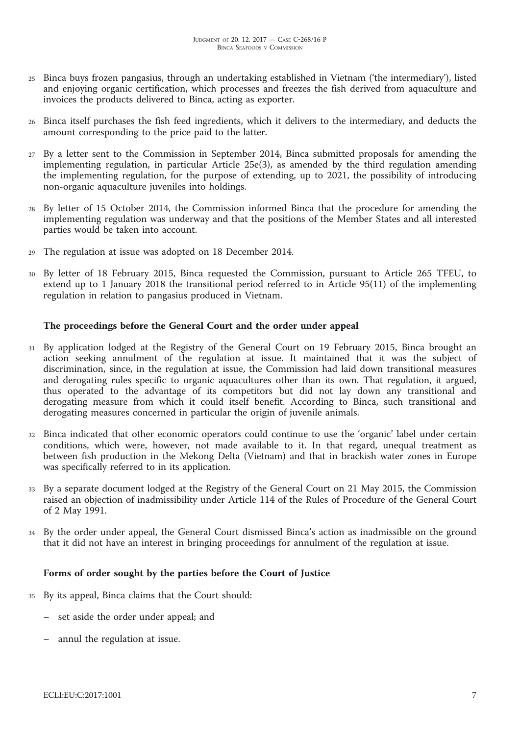25 Binca buys frozen pangasius, through an undertaking established in Vietnam ('the intermediary'), listed and enjoying organic certification, which processes and freezes the fish derived from aquaculture and invoices the products delivered to Binca, acting as exporter.

26 Binca itself purchases the fish feed ingredients, which it delivers to the intermediary, and deducts the amount corresponding to the price paid to the latter.

27 By a letter sent to the Commission in September 2014, Binca submitted proposals for amending the implementing regulation, in particular Article 25e(3), as amended by the third regulation amending the implementing regulation, for the purpose of extending, up to 2021, the possibility of introducing non-organic aquaculture juveniles into holdings.

28 By letter of 15 October 2014, the Commission informed Binca that the procedure for amending the implementing regulation was underway and that the positions of the Member States and all interested parties would be taken into account.

29 The regulation at issue was adopted on 18 December 2014.

30 By letter of 18 February 2015, Binca requested the Commission, pursuant to Article 265 TFEU, to extend up to 1 January 2018 the transitional period referred to in Article 95(11) of the implementing regulation in relation to pangasius produced in Vietnam.

### The proceedings before the General Court and the order under appeal

31 By application lodged at the Registry of the General Court on 19 February 2015, Binca brought an action seeking annulment of the regulation at issue. It maintained that it was the subject of discrimination, since, in the regulation at issue, the Commission had laid down transitional measures and derogating rules specific to organic aquacultures other than its own. That regulation, it argued, thus operated to the advantage of its competitors but did not lay down any transitional and derogating measure from which it could itself benefit. According to Binca, such transitional and derogating measures concerned in particular the origin of juvenile animals.

32 Binca indicated that other economic operators could continue to use the 'organic' label under certain conditions, which were, however, not made available to it. In that regard, unequal treatment as between fish production in the Mekong Delta (Vietnam) and that in brackish water zones in Europe was specifically referred to in its application.

33 By a separate document lodged at the Registry of the General Court on 21 May 2015, the Commission raised an objection of inadmissibility under Article 114 of the Rules of Procedure of the General Court of 2 May 1991.

34 By the order under appeal, the General Court dismissed Binca's action as inadmissible on the ground that it did not have an interest in bringing proceedings for annulment of the regulation at issue.

### Forms of order sought by the parties before the Court of Justice

35 By its appeal, Binca claims that the Court should:

– set aside the order under appeal; and

– annul the regulation at issue.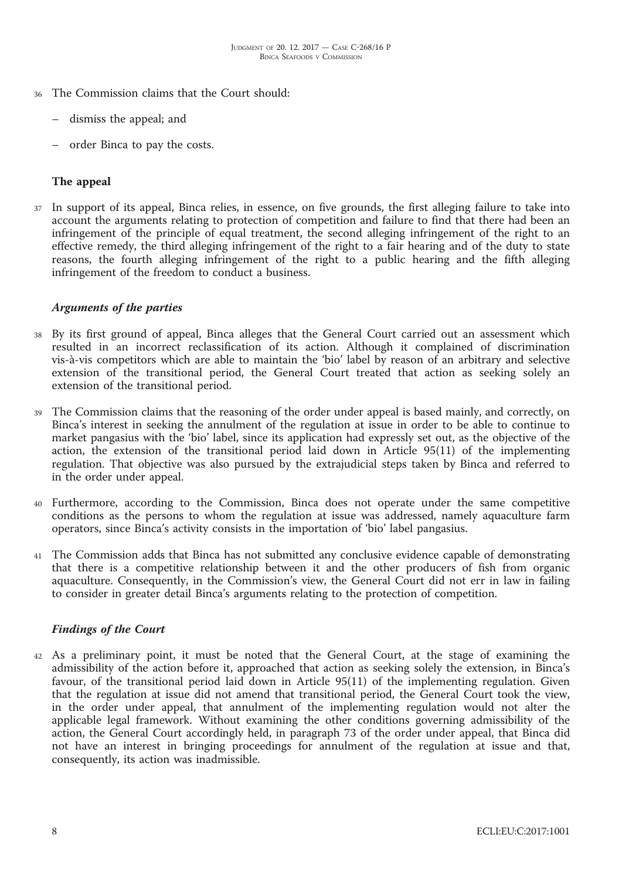36 The Commission claims that the Court should:

– dismiss the appeal; and

– order Binca to pay the costs.

## The appeal

37 In support of its appeal, Binca relies, in essence, on five grounds, the first alleging failure to take into account the arguments relating to protection of competition and failure to find that there had been an infringement of the principle of equal treatment, the second alleging infringement of the right to an effective remedy, the third alleging infringement of the right to a fair hearing and of the duty to state reasons, the fourth alleging infringement of the right to a public hearing and the fifth alleging infringement of the freedom to conduct a business.

### *Arguments of the parties*

38 By its first ground of appeal, Binca alleges that the General Court carried out an assessment which resulted in an incorrect reclassification of its action. Although it complained of discrimination vis-à-vis competitors which are able to maintain the 'bio' label by reason of an arbitrary and selective extension of the transitional period, the General Court treated that action as seeking solely an extension of the transitional period.

39 The Commission claims that the reasoning of the order under appeal is based mainly, and correctly, on Binca's interest in seeking the annulment of the regulation at issue in order to be able to continue to market pangasius with the 'bio' label, since its application had expressly set out, as the objective of the action, the extension of the transitional period laid down in Article 95(11) of the implementing regulation. That objective was also pursued by the extrajudicial steps taken by Binca and referred to in the order under appeal.

40 Furthermore, according to the Commission, Binca does not operate under the same competitive conditions as the persons to whom the regulation at issue was addressed, namely aquaculture farm operators, since Binca's activity consists in the importation of 'bio' label pangasius.

41 The Commission adds that Binca has not submitted any conclusive evidence capable of demonstrating that there is a competitive relationship between it and the other producers of fish from organic aquaculture. Consequently, in the Commission's view, the General Court did not err in law in failing to consider in greater detail Binca's arguments relating to the protection of competition.

### *Findings of the Court*

42 As a preliminary point, it must be noted that the General Court, at the stage of examining the admissibility of the action before it, approached that action as seeking solely the extension, in Binca's favour, of the transitional period laid down in Article 95(11) of the implementing regulation. Given that the regulation at issue did not amend that transitional period, the General Court took the view, in the order under appeal, that annulment of the implementing regulation would not alter the applicable legal framework. Without examining the other conditions governing admissibility of the action, the General Court accordingly held, in paragraph 73 of the order under appeal, that Binca did not have an interest in bringing proceedings for annulment of the regulation at issue and that, consequently, its action was inadmissible.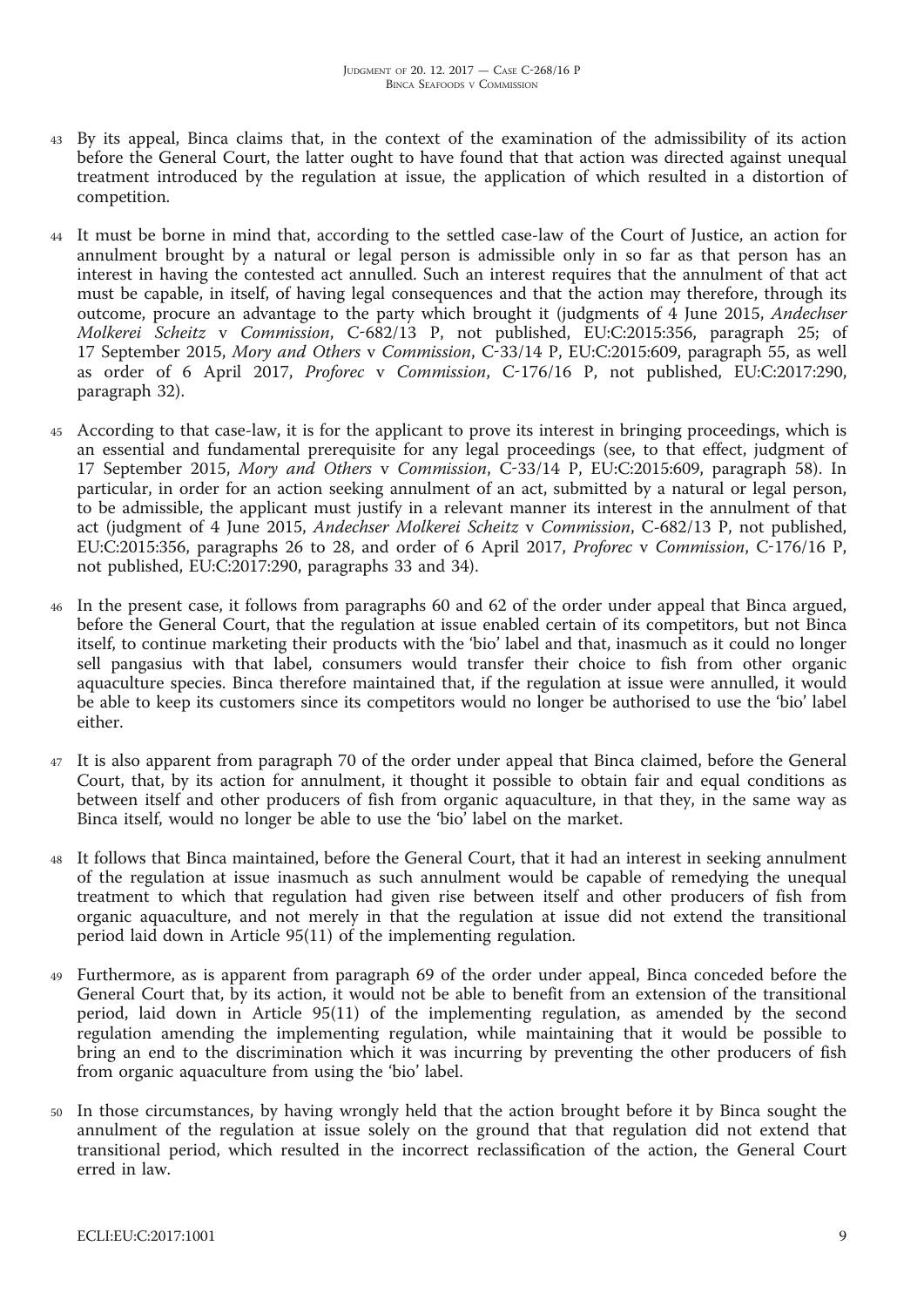43 By its appeal, Binca claims that, in the context of the examination of the admissibility of its action before the General Court, the latter ought to have found that that action was directed against unequal treatment introduced by the regulation at issue, the application of which resulted in a distortion of competition.

44 It must be borne in mind that, according to the settled case-law of the Court of Justice, an action for annulment brought by a natural or legal person is admissible only in so far as that person has an interest in having the contested act annulled. Such an interest requires that the annulment of that act must be capable, in itself, of having legal consequences and that the action may therefore, through its outcome, procure an advantage to the party which brought it (judgments of 4 June 2015, *Andechser Molkerei Scheitz* v *Commission*, C-682/13 P, not published, EU:C:2015:356, paragraph 25; of 17 September 2015, *Mory and Others* v *Commission*, C-33/14 P, EU:C:2015:609, paragraph 55, as well as order of 6 April 2017, *Proforec* v *Commission*, C-176/16 P, not published, EU:C:2017:290, paragraph 32).

45 According to that case-law, it is for the applicant to prove its interest in bringing proceedings, which is an essential and fundamental prerequisite for any legal proceedings (see, to that effect, judgment of 17 September 2015, *Mory and Others* v *Commission*, C-33/14 P, EU:C:2015:609, paragraph 58). In particular, in order for an action seeking annulment of an act, submitted by a natural or legal person, to be admissible, the applicant must justify in a relevant manner its interest in the annulment of that act (judgment of 4 June 2015, *Andechser Molkerei Scheitz* v *Commission*, C-682/13 P, not published, EU:C:2015:356, paragraphs 26 to 28, and order of 6 April 2017, *Proforec* v *Commission*, C-176/16 P, not published, EU:C:2017:290, paragraphs 33 and 34).

46 In the present case, it follows from paragraphs 60 and 62 of the order under appeal that Binca argued, before the General Court, that the regulation at issue enabled certain of its competitors, but not Binca itself, to continue marketing their products with the 'bio' label and that, inasmuch as it could no longer sell pangasius with that label, consumers would transfer their choice to fish from other organic aquaculture species. Binca therefore maintained that, if the regulation at issue were annulled, it would be able to keep its customers since its competitors would no longer be authorised to use the 'bio' label either.

47 It is also apparent from paragraph 70 of the order under appeal that Binca claimed, before the General Court, that, by its action for annulment, it thought it possible to obtain fair and equal conditions as between itself and other producers of fish from organic aquaculture, in that they, in the same way as Binca itself, would no longer be able to use the 'bio' label on the market.

48 It follows that Binca maintained, before the General Court, that it had an interest in seeking annulment of the regulation at issue inasmuch as such annulment would be capable of remedying the unequal treatment to which that regulation had given rise between itself and other producers of fish from organic aquaculture, and not merely in that the regulation at issue did not extend the transitional period laid down in Article 95(11) of the implementing regulation.

49 Furthermore, as is apparent from paragraph 69 of the order under appeal, Binca conceded before the General Court that, by its action, it would not be able to benefit from an extension of the transitional period, laid down in Article 95(11) of the implementing regulation, as amended by the second regulation amending the implementing regulation, while maintaining that it would be possible to bring an end to the discrimination which it was incurring by preventing the other producers of fish from organic aquaculture from using the 'bio' label.

50 In those circumstances, by having wrongly held that the action brought before it by Binca sought the annulment of the regulation at issue solely on the ground that that regulation did not extend that transitional period, which resulted in the incorrect reclassification of the action, the General Court erred in law.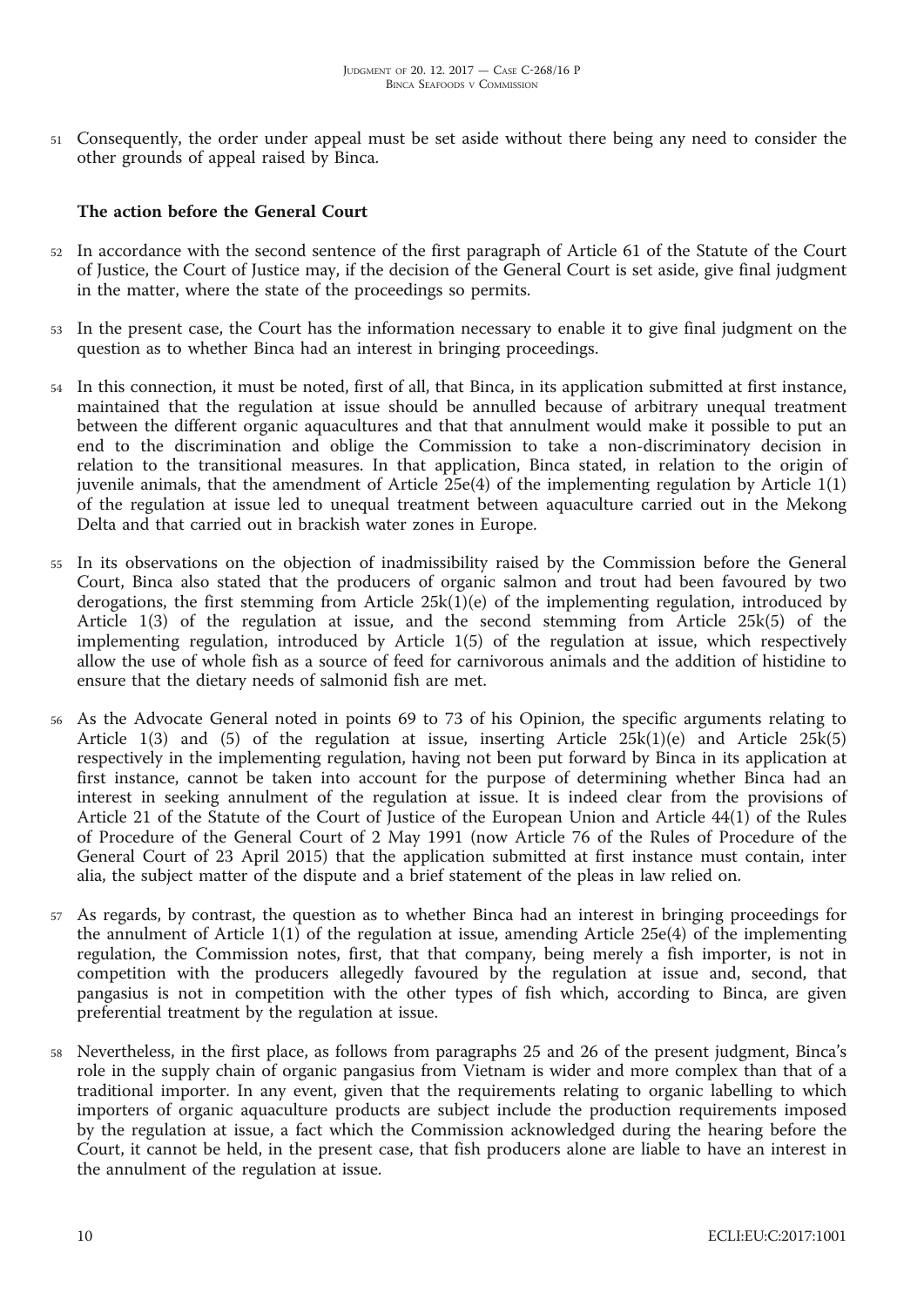51 Consequently, the order under appeal must be set aside without there being any need to consider the other grounds of appeal raised by Binca.

### The action before the General Court

52 In accordance with the second sentence of the first paragraph of Article 61 of the Statute of the Court of Justice, the Court of Justice may, if the decision of the General Court is set aside, give final judgment in the matter, where the state of the proceedings so permits.

53 In the present case, the Court has the information necessary to enable it to give final judgment on the question as to whether Binca had an interest in bringing proceedings.

54 In this connection, it must be noted, first of all, that Binca, in its application submitted at first instance, maintained that the regulation at issue should be annulled because of arbitrary unequal treatment between the different organic aquacultures and that that annulment would make it possible to put an end to the discrimination and oblige the Commission to take a non-discriminatory decision in relation to the transitional measures. In that application, Binca stated, in relation to the origin of juvenile animals, that the amendment of Article 25e(4) of the implementing regulation by Article 1(1) of the regulation at issue led to unequal treatment between aquaculture carried out in the Mekong Delta and that carried out in brackish water zones in Europe.

55 In its observations on the objection of inadmissibility raised by the Commission before the General Court, Binca also stated that the producers of organic salmon and trout had been favoured by two derogations, the first stemming from Article 25k(1)(e) of the implementing regulation, introduced by Article 1(3) of the regulation at issue, and the second stemming from Article 25k(5) of the implementing regulation, introduced by Article 1(5) of the regulation at issue, which respectively allow the use of whole fish as a source of feed for carnivorous animals and the addition of histidine to ensure that the dietary needs of salmonid fish are met.

56 As the Advocate General noted in points 69 to 73 of his Opinion, the specific arguments relating to Article 1(3) and (5) of the regulation at issue, inserting Article 25k(1)(e) and Article 25k(5) respectively in the implementing regulation, having not been put forward by Binca in its application at first instance, cannot be taken into account for the purpose of determining whether Binca had an interest in seeking annulment of the regulation at issue. It is indeed clear from the provisions of Article 21 of the Statute of the Court of Justice of the European Union and Article 44(1) of the Rules of Procedure of the General Court of 2 May 1991 (now Article 76 of the Rules of Procedure of the General Court of 23 April 2015) that the application submitted at first instance must contain, inter alia, the subject matter of the dispute and a brief statement of the pleas in law relied on.

57 As regards, by contrast, the question as to whether Binca had an interest in bringing proceedings for the annulment of Article 1(1) of the regulation at issue, amending Article 25e(4) of the implementing regulation, the Commission notes, first, that that company, being merely a fish importer, is not in competition with the producers allegedly favoured by the regulation at issue and, second, that pangasius is not in competition with the other types of fish which, according to Binca, are given preferential treatment by the regulation at issue.

58 Nevertheless, in the first place, as follows from paragraphs 25 and 26 of the present judgment, Binca's role in the supply chain of organic pangasius from Vietnam is wider and more complex than that of a traditional importer. In any event, given that the requirements relating to organic labelling to which importers of organic aquaculture products are subject include the production requirements imposed by the regulation at issue, a fact which the Commission acknowledged during the hearing before the Court, it cannot be held, in the present case, that fish producers alone are liable to have an interest in the annulment of the regulation at issue.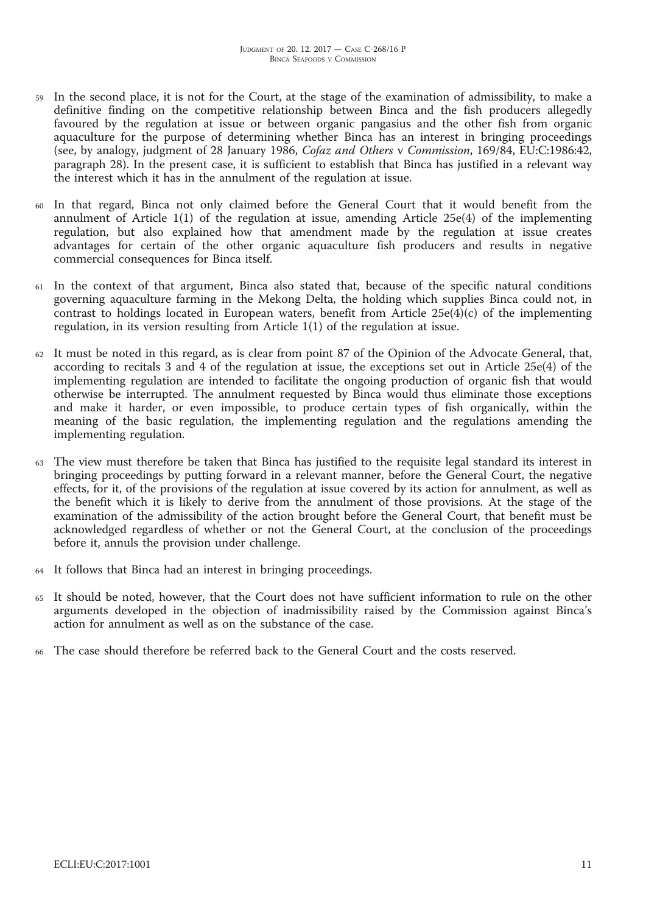59 In the second place, it is not for the Court, at the stage of the examination of admissibility, to make a definitive finding on the competitive relationship between Binca and the fish producers allegedly favoured by the regulation at issue or between organic pangasius and the other fish from organic aquaculture for the purpose of determining whether Binca has an interest in bringing proceedings (see, by analogy, judgment of 28 January 1986, *Cofaz and Others* v *Commission*, 169/84, EU:C:1986:42, paragraph 28). In the present case, it is sufficient to establish that Binca has justified in a relevant way the interest which it has in the annulment of the regulation at issue.

60 In that regard, Binca not only claimed before the General Court that it would benefit from the annulment of Article 1(1) of the regulation at issue, amending Article 25e(4) of the implementing regulation, but also explained how that amendment made by the regulation at issue creates advantages for certain of the other organic aquaculture fish producers and results in negative commercial consequences for Binca itself.

61 In the context of that argument, Binca also stated that, because of the specific natural conditions governing aquaculture farming in the Mekong Delta, the holding which supplies Binca could not, in contrast to holdings located in European waters, benefit from Article 25e(4)(c) of the implementing regulation, in its version resulting from Article 1(1) of the regulation at issue.

62 It must be noted in this regard, as is clear from point 87 of the Opinion of the Advocate General, that, according to recitals 3 and 4 of the regulation at issue, the exceptions set out in Article 25e(4) of the implementing regulation are intended to facilitate the ongoing production of organic fish that would otherwise be interrupted. The annulment requested by Binca would thus eliminate those exceptions and make it harder, or even impossible, to produce certain types of fish organically, within the meaning of the basic regulation, the implementing regulation and the regulations amending the implementing regulation.

63 The view must therefore be taken that Binca has justified to the requisite legal standard its interest in bringing proceedings by putting forward in a relevant manner, before the General Court, the negative effects, for it, of the provisions of the regulation at issue covered by its action for annulment, as well as the benefit which it is likely to derive from the annulment of those provisions. At the stage of the examination of the admissibility of the action brought before the General Court, that benefit must be acknowledged regardless of whether or not the General Court, at the conclusion of the proceedings before it, annuls the provision under challenge.

64 It follows that Binca had an interest in bringing proceedings.

65 It should be noted, however, that the Court does not have sufficient information to rule on the other arguments developed in the objection of inadmissibility raised by the Commission against Binca's action for annulment as well as on the substance of the case.

66 The case should therefore be referred back to the General Court and the costs reserved.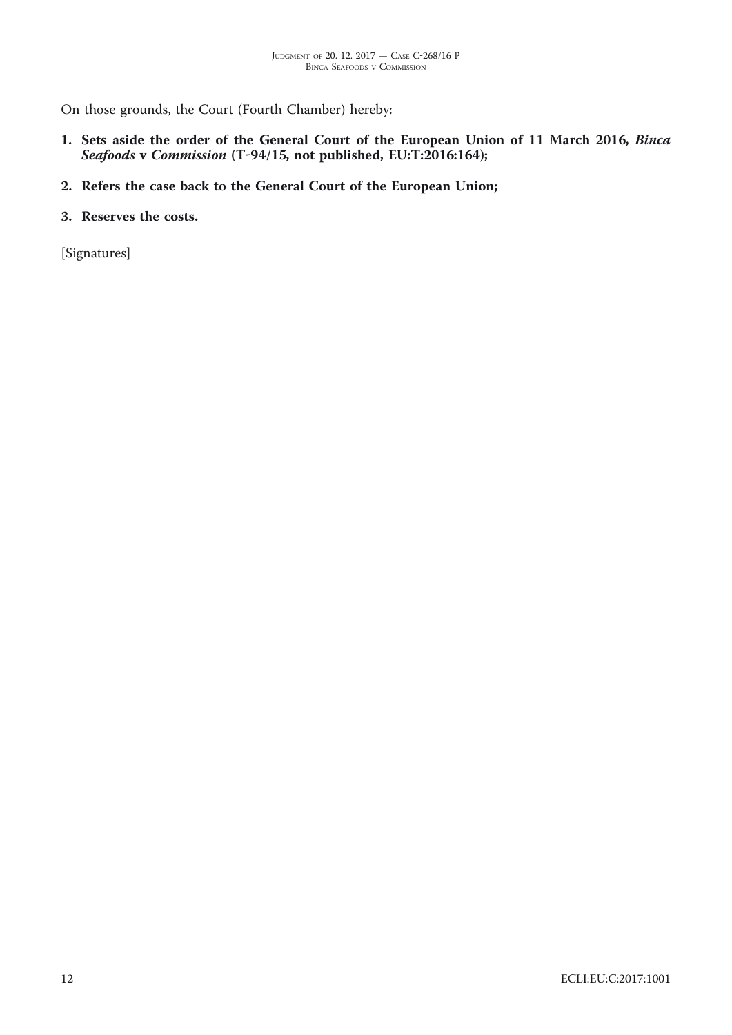On those grounds, the Court (Fourth Chamber) hereby:

1. **Sets aside the order of the General Court of the European Union of 11 March 2016, *Binca Seafoods* v *Commission* (T-94/15, not published, EU:T:2016:164);**

2. **Refers the case back to the General Court of the European Union;**

3. **Reserves the costs.**

[Signatures]